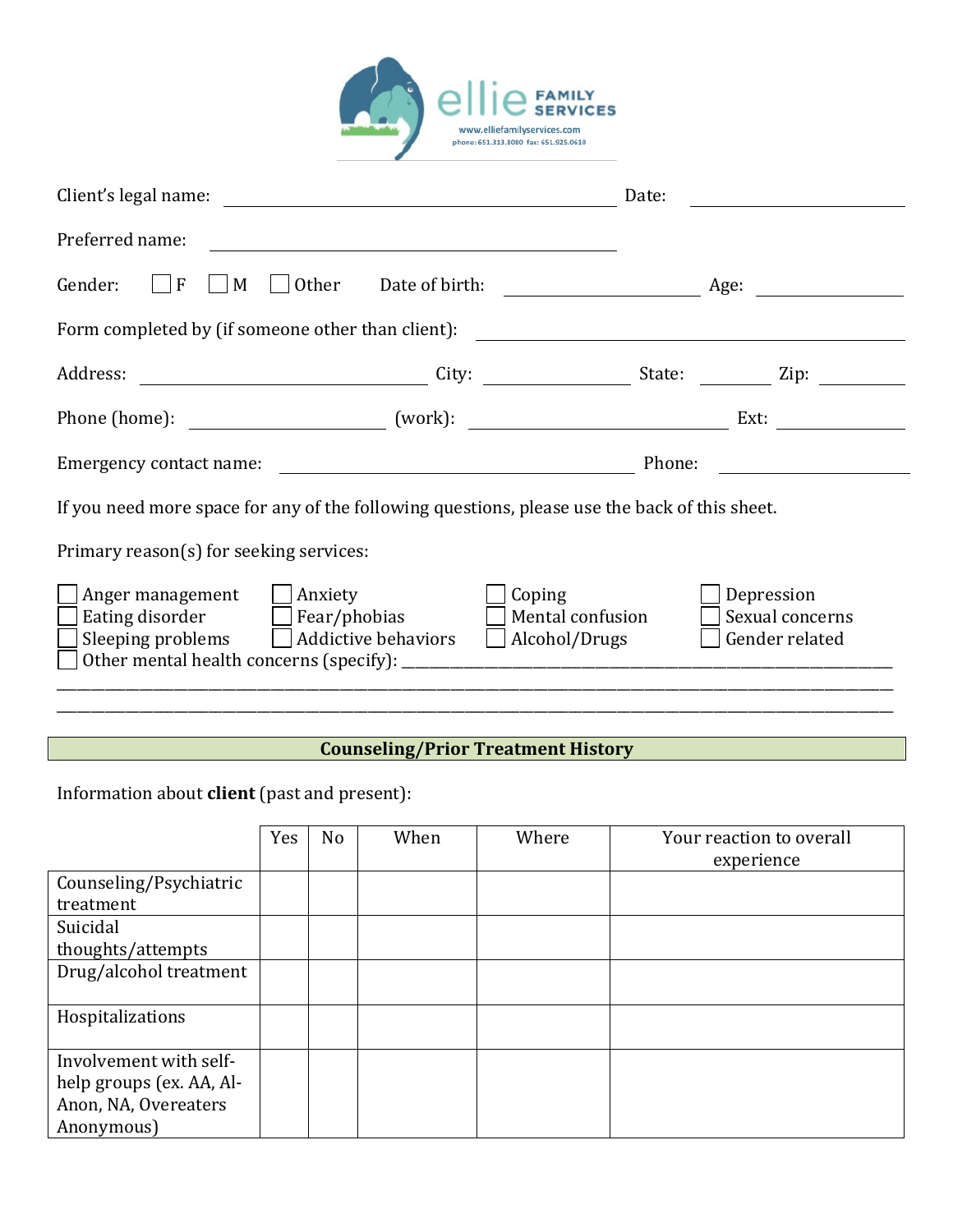ellie FAMILY SERVICES
www.elliefamilyservices.com
phone: 651.313.8080 fax: 651.925.0610

Client's legal name: ______________________________ Date: ______________

Preferred name: ______________________________

Gender: ☐ F ☐ M ☐ Other Date of birth: ______________ Age: __________

Form completed by (if someone other than client): ______________________________

Address: ______________________ City: __________ State: ______ Zip: ______

Phone (home): ______________ (work): ____________________ Ext: ________

Emergency contact name: ______________________________ Phone: ______________

If you need more space for any of the following questions, please use the back of this sheet.

Primary reason(s) for seeking services:

☐ Anger management ☐ Anxiety ☐ Coping ☐ Depression
☐ Eating disorder ☐ Fear/phobias ☐ Mental confusion ☐ Sexual concerns
☐ Sleeping problems ☐ Addictive behaviors ☐ Alcohol/Drugs ☐ Gender related
☐ Other mental health concerns (specify): ______________________________________________
_____________________________________________________________________________
_____________________________________________________________________________

## Counseling/Prior Treatment History

Information about **client** (past and present):

| | Yes | No | When | Where | Your reaction to overall experience |
|---|---|---|---|---|---|
| Counseling/Psychiatric treatment | | | | | |
| Suicidal thoughts/attempts | | | | | |
| Drug/alcohol treatment | | | | | |
| Hospitalizations | | | | | |
| Involvement with self-help groups (ex. AA, Al-Anon, NA, Overeaters Anonymous) | | | | | |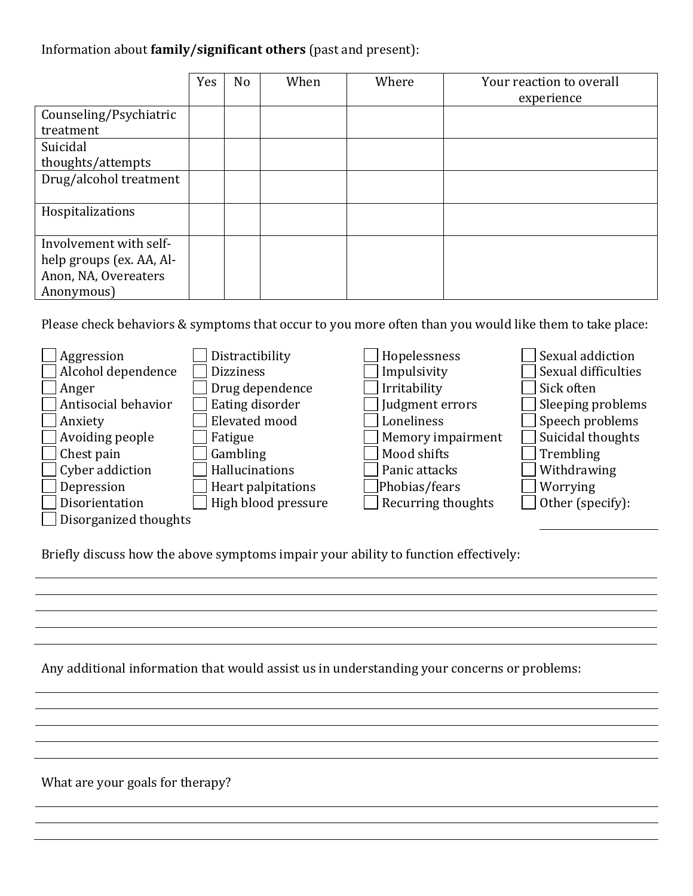Information about **family/significant others** (past and present):

| | Yes | No | When | Where | Your reaction to overall experience |
|---|---|---|---|---|---|
| Counseling/Psychiatric treatment | | | | | |
| Suicidal thoughts/attempts | | | | | |
| Drug/alcohol treatment | | | | | |
| Hospitalizations | | | | | |
| Involvement with self-help groups (ex. AA, Al-Anon, NA, Overeaters Anonymous) | | | | | |

Please check behaviors & symptoms that occur to you more often than you would like them to take place:

- ☐ Aggression
- ☐ Alcohol dependence
- ☐ Anger
- ☐ Antisocial behavior
- ☐ Anxiety
- ☐ Avoiding people
- ☐ Chest pain
- ☐ Cyber addiction
- ☐ Depression
- ☐ Disorientation
- ☐ Disorganized thoughts
- ☐ Distractibility
- ☐ Dizziness
- ☐ Drug dependence
- ☐ Eating disorder
- ☐ Elevated mood
- ☐ Fatigue
- ☐ Gambling
- ☐ Hallucinations
- ☐ Heart palpitations
- ☐ High blood pressure
- ☐ Hopelessness
- ☐ Impulsivity
- ☐ Irritability
- ☐ Judgment errors
- ☐ Loneliness
- ☐ Memory impairment
- ☐ Mood shifts
- ☐ Panic attacks
- ☐ Phobias/fears
- ☐ Recurring thoughts
- ☐ Sexual addiction
- ☐ Sexual difficulties
- ☐ Sick often
- ☐ Sleeping problems
- ☐ Speech problems
- ☐ Suicidal thoughts
- ☐ Trembling
- ☐ Withdrawing
- ☐ Worrying
- ☐ Other (specify): ____________

Briefly discuss how the above symptoms impair your ability to function effectively:

______________________________________________________________________________

______________________________________________________________________________

______________________________________________________________________________

______________________________________________________________________________

Any additional information that would assist us in understanding your concerns or problems:

______________________________________________________________________________

______________________________________________________________________________

______________________________________________________________________________

______________________________________________________________________________

What are your goals for therapy?

______________________________________________________________________________

______________________________________________________________________________

______________________________________________________________________________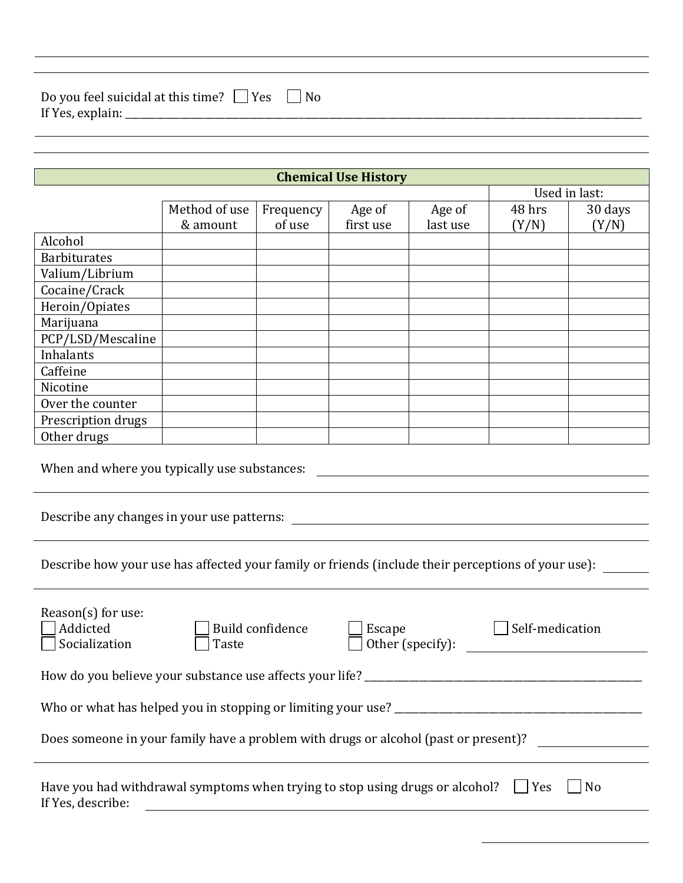Do you feel suicidal at this time? ☐ Yes ☐ No
If Yes, explain: ______________________________________________

| Chemical Use History | | | | | | |
|---|---|---|---|---|---|---|
| | | | | | Used in last: | |
| | Method of use & amount | Frequency of use | Age of first use | Age of last use | 48 hrs (Y/N) | 30 days (Y/N) |
| Alcohol | | | | | | |
| Barbiturates | | | | | | |
| Valium/Librium | | | | | | |
| Cocaine/Crack | | | | | | |
| Heroin/Opiates | | | | | | |
| Marijuana | | | | | | |
| PCP/LSD/Mescaline | | | | | | |
| Inhalants | | | | | | |
| Caffeine | | | | | | |
| Nicotine | | | | | | |
| Over the counter | | | | | | |
| Prescription drugs | | | | | | |
| Other drugs | | | | | | |

When and where you typically use substances: ______________________________________________

Describe any changes in your use patterns: ______________________________________________

Describe how your use has affected your family or friends (include their perceptions of your use): ________

Reason(s) for use:
☐ Addicted ☐ Build confidence ☐ Escape ☐ Self-medication
☐ Socialization ☐ Taste ☐ Other (specify): ______________________

How do you believe your substance use affects your life? ______________________________________________

Who or what has helped you in stopping or limiting your use? ______________________________________________

Does someone in your family have a problem with drugs or alcohol (past or present)? ______________________

Have you had withdrawal symptoms when trying to stop using drugs or alcohol? ☐ Yes ☐ No
If Yes, describe: ______________________________________________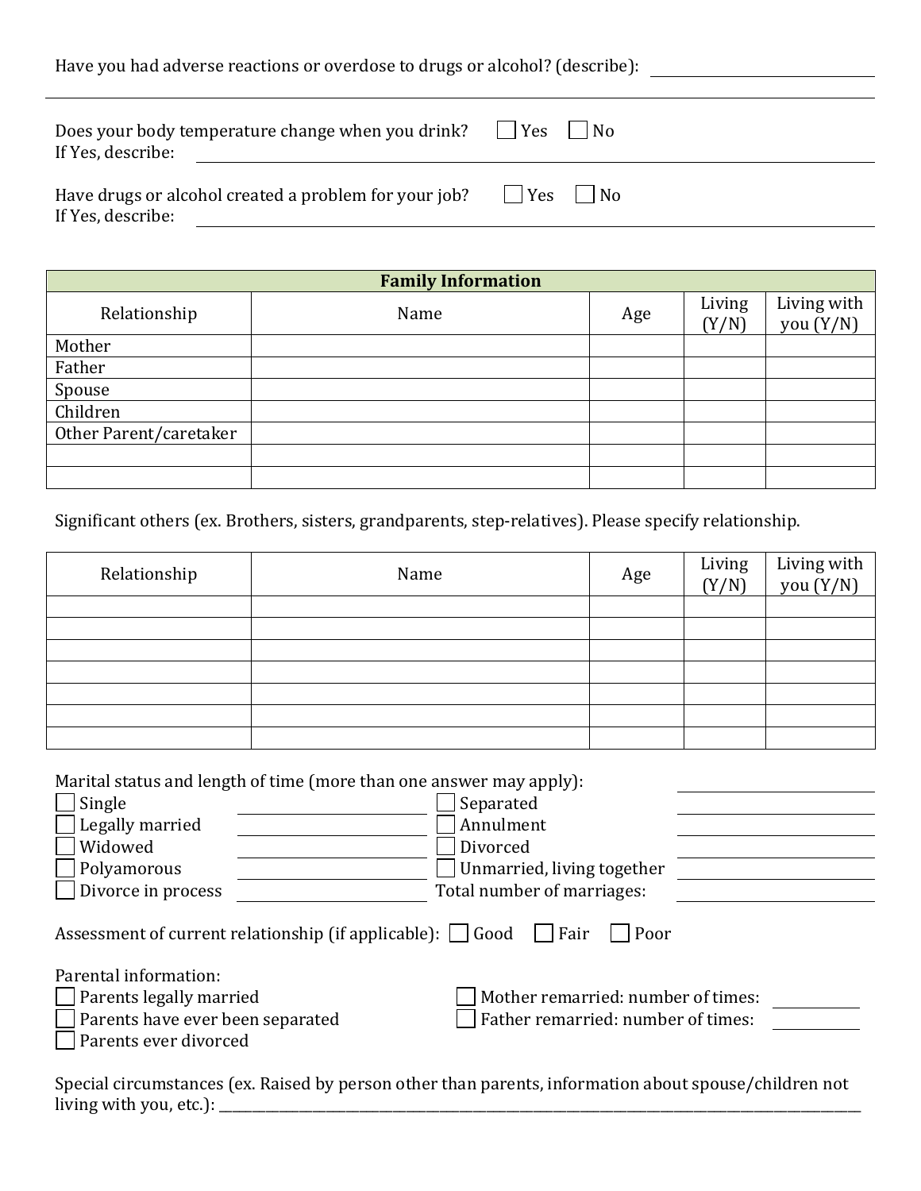Have you had adverse reactions or overdose to drugs or alcohol? (describe): ____________________

---

Does your body temperature change when you drink? ☐ Yes ☐ No
If Yes, describe: ____________________

Have drugs or alcohol created a problem for your job? ☐ Yes ☐ No
If Yes, describe: ____________________

| Family Information | | | | |
|---|---|---|---|---|
| Relationship | Name | Age | Living (Y/N) | Living with you (Y/N) |
| Mother | | | | |
| Father | | | | |
| Spouse | | | | |
| Children | | | | |
| Other Parent/caretaker | | | | |
| | | | | |
| | | | | |

Significant others (ex. Brothers, sisters, grandparents, step-relatives). Please specify relationship.

| Relationship | Name | Age | Living (Y/N) | Living with you (Y/N) |
|---|---|---|---|---|
| | | | | |
| | | | | |
| | | | | |
| | | | | |
| | | | | |
| | | | | |
| | | | | |

Marital status and length of time (more than one answer may apply):

- ☐ Single ____________________
- ☐ Legally married ____________________
- ☐ Widowed ____________________
- ☐ Polyamorous ____________________
- ☐ Divorce in process ____________________
- ☐ Separated ____________________
- ☐ Annulment ____________________
- ☐ Divorced ____________________
- ☐ Unmarried, living together ____________________

Total number of marriages: ____________________

Assessment of current relationship (if applicable): ☐ Good ☐ Fair ☐ Poor

Parental information:

- ☐ Parents legally married
- ☐ Parents have ever been separated
- ☐ Parents ever divorced
- ☐ Mother remarried: number of times: __________
- ☐ Father remarried: number of times: __________

Special circumstances (ex. Raised by person other than parents, information about spouse/children not living with you, etc.): ____________________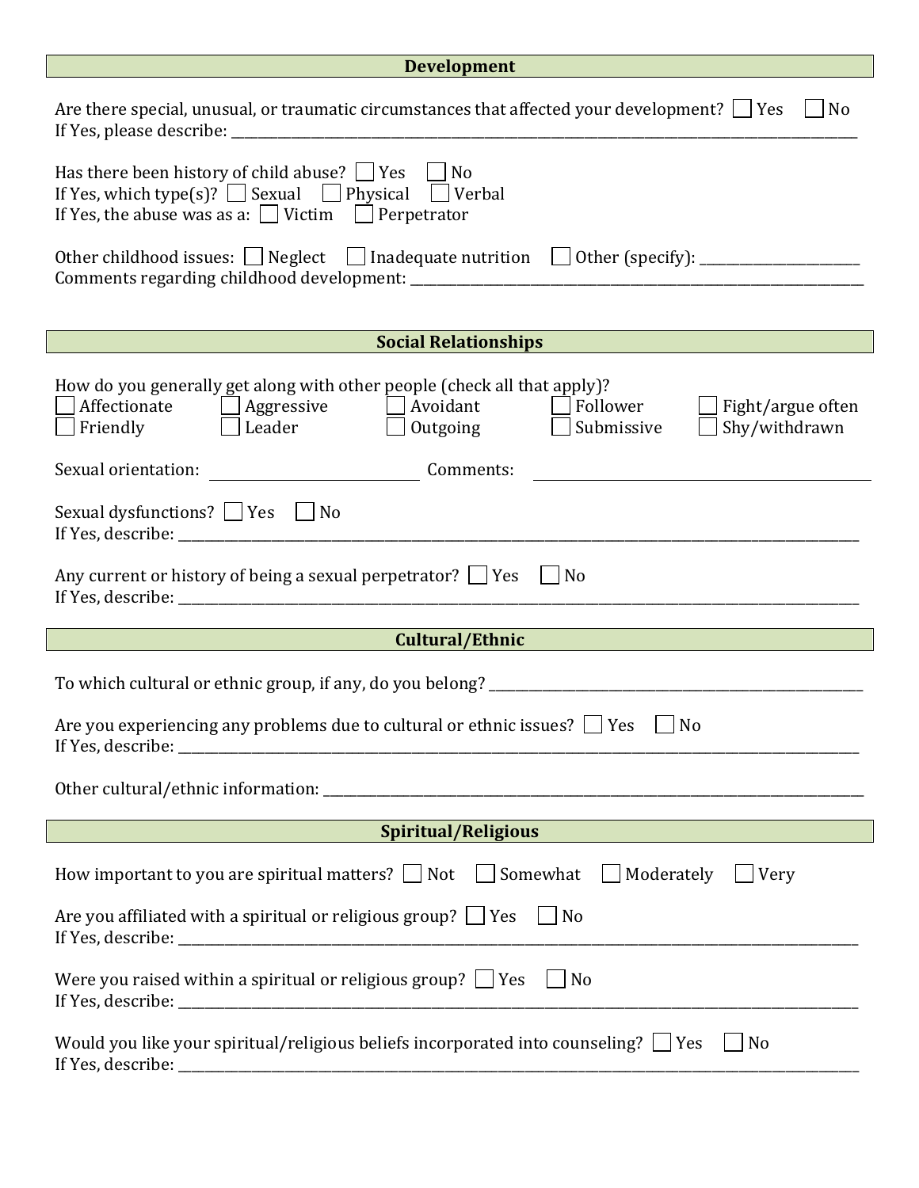## Development

Are there special, unusual, or traumatic circumstances that affected your development? ☐ Yes ☐ No
If Yes, please describe: ____________________________________________________________________________________

Has there been history of child abuse? ☐ Yes ☐ No
If Yes, which type(s)? ☐ Sexual ☐ Physical ☐ Verbal
If Yes, the abuse was as a: ☐ Victim ☐ Perpetrator

Other childhood issues: ☐ Neglect ☐ Inadequate nutrition ☐ Other (specify): ____________________
Comments regarding childhood development: ______________________________________________________________

## Social Relationships

How do you generally get along with other people (check all that apply)?

☐ Affectionate ☐ Aggressive ☐ Avoidant ☐ Follower ☐ Fight/argue often
☐ Friendly ☐ Leader ☐ Outgoing ☐ Submissive ☐ Shy/withdrawn

Sexual orientation: ________________________ Comments: ________________________________________

Sexual dysfunctions? ☐ Yes ☐ No
If Yes, describe: ____________________________________________________________________________________________

Any current or history of being a sexual perpetrator? ☐ Yes ☐ No
If Yes, describe: ____________________________________________________________________________________________

## Cultural/Ethnic

To which cultural or ethnic group, if any, do you belong? ______________________________________________________

Are you experiencing any problems due to cultural or ethnic issues? ☐ Yes ☐ No
If Yes, describe: ____________________________________________________________________________________________

Other cultural/ethnic information: ___________________________________________________________________________

## Spiritual/Religious

How important to you are spiritual matters? ☐ Not ☐ Somewhat ☐ Moderately ☐ Very

Are you affiliated with a spiritual or religious group? ☐ Yes ☐ No
If Yes, describe: ____________________________________________________________________________________________

Were you raised within a spiritual or religious group? ☐ Yes ☐ No
If Yes, describe: ____________________________________________________________________________________________

Would you like your spiritual/religious beliefs incorporated into counseling? ☐ Yes ☐ No
If Yes, describe: ____________________________________________________________________________________________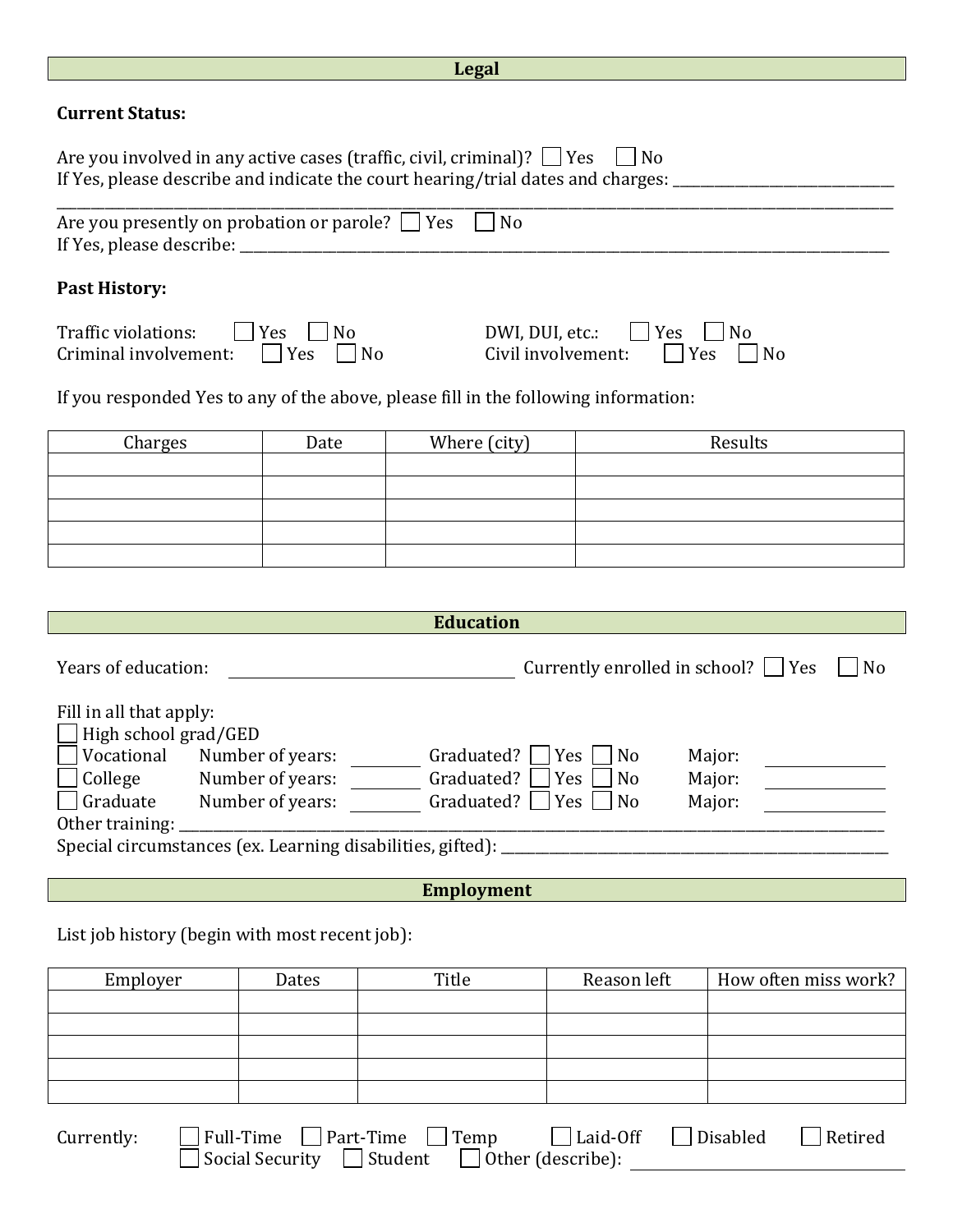## Legal

**Current Status:**

Are you involved in any active cases (traffic, civil, criminal)? ☐ Yes ☐ No
If Yes, please describe and indicate the court hearing/trial dates and charges: ______________________________
________________________________________________________________________________________________

Are you presently on probation or parole? ☐ Yes ☐ No
If Yes, please describe: ________________________________________________________________________

**Past History:**

Traffic violations: ☐ Yes ☐ No
DWI, DUI, etc.: ☐ Yes ☐ No
Criminal involvement: ☐ Yes ☐ No
Civil involvement: ☐ Yes ☐ No

If you responded Yes to any of the above, please fill in the following information:

| Charges | Date | Where (city) | Results |
|---|---|---|---|
| | | | |
| | | | |
| | | | |
| | | | |
| | | | |

## Education

Years of education: ______________________ Currently enrolled in school? ☐ Yes ☐ No

Fill in all that apply:

☐ High school grad/GED
☐ Vocational Number of years: ________ Graduated? ☐ Yes ☐ No Major: ____________
☐ College Number of years: ________ Graduated? ☐ Yes ☐ No Major: ____________
☐ Graduate Number of years: ________ Graduated? ☐ Yes ☐ No Major: ____________

Other training: ________________________________________________________________________________
Special circumstances (ex. Learning disabilities, gifted): _______________________________________________

## Employment

List job history (begin with most recent job):

| Employer | Dates | Title | Reason left | How often miss work? |
|---|---|---|---|---|
| | | | | |
| | | | | |
| | | | | |
| | | | | |
| | | | | |

Currently: ☐ Full-Time ☐ Part-Time ☐ Temp ☐ Laid-Off ☐ Disabled ☐ Retired
☐ Social Security ☐ Student ☐ Other (describe): ______________________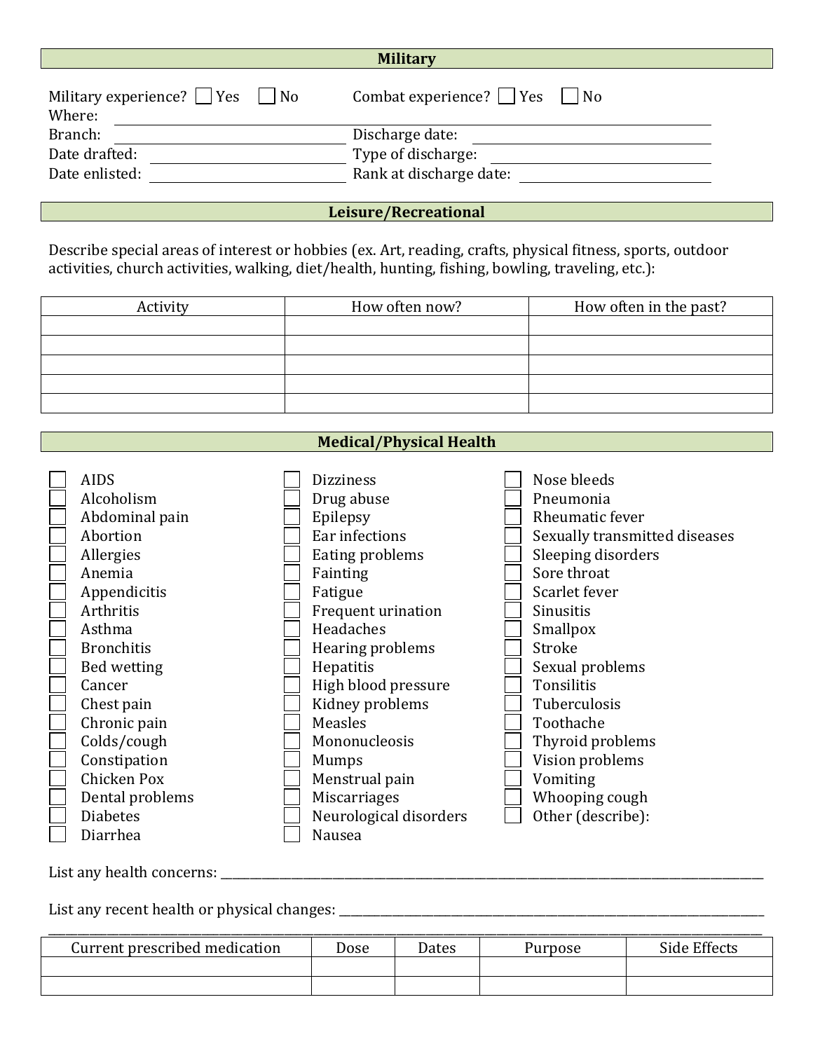## Military

Military experience? ☐ Yes ☐ No     Combat experience? ☐ Yes ☐ No

Where: ______________________________________________

Branch: ____________________     Discharge date: ____________________

Date drafted: ____________________     Type of discharge: ____________________

Date enlisted: ____________________     Rank at discharge date: ____________________

## Leisure/Recreational

Describe special areas of interest or hobbies (ex. Art, reading, crafts, physical fitness, sports, outdoor activities, church activities, walking, diet/health, hunting, fishing, bowling, traveling, etc.):

| Activity | How often now? | How often in the past? |
|---|---|---|
| | | |
| | | |
| | | |
| | | |
| | | |

## Medical/Physical Health

- ☐ AIDS
- ☐ Alcoholism
- ☐ Abdominal pain
- ☐ Abortion
- ☐ Allergies
- ☐ Anemia
- ☐ Appendicitis
- ☐ Arthritis
- ☐ Asthma
- ☐ Bronchitis
- ☐ Bed wetting
- ☐ Cancer
- ☐ Chest pain
- ☐ Chronic pain
- ☐ Colds/cough
- ☐ Constipation
- ☐ Chicken Pox
- ☐ Dental problems
- ☐ Diabetes
- ☐ Diarrhea
- ☐ Dizziness
- ☐ Drug abuse
- ☐ Epilepsy
- ☐ Ear infections
- ☐ Eating problems
- ☐ Fainting
- ☐ Fatigue
- ☐ Frequent urination
- ☐ Headaches
- ☐ Hearing problems
- ☐ Hepatitis
- ☐ High blood pressure
- ☐ Kidney problems
- ☐ Measles
- ☐ Mononucleosis
- ☐ Mumps
- ☐ Menstrual pain
- ☐ Miscarriages
- ☐ Neurological disorders
- ☐ Nausea
- ☐ Nose bleeds
- ☐ Pneumonia
- ☐ Rheumatic fever
- ☐ Sexually transmitted diseases
- ☐ Sleeping disorders
- ☐ Sore throat
- ☐ Scarlet fever
- ☐ Sinusitis
- ☐ Smallpox
- ☐ Stroke
- ☐ Sexual problems
- ☐ Tonsilitis
- ☐ Tuberculosis
- ☐ Toothache
- ☐ Thyroid problems
- ☐ Vision problems
- ☐ Vomiting
- ☐ Whooping cough
- ☐ Other (describe):

List any health concerns: ______________________________________________

List any recent health or physical changes: ______________________________________________

______________________________________________________________________

| Current prescribed medication | Dose | Dates | Purpose | Side Effects |
|---|---|---|---|---|
| | | | | |
| | | | | |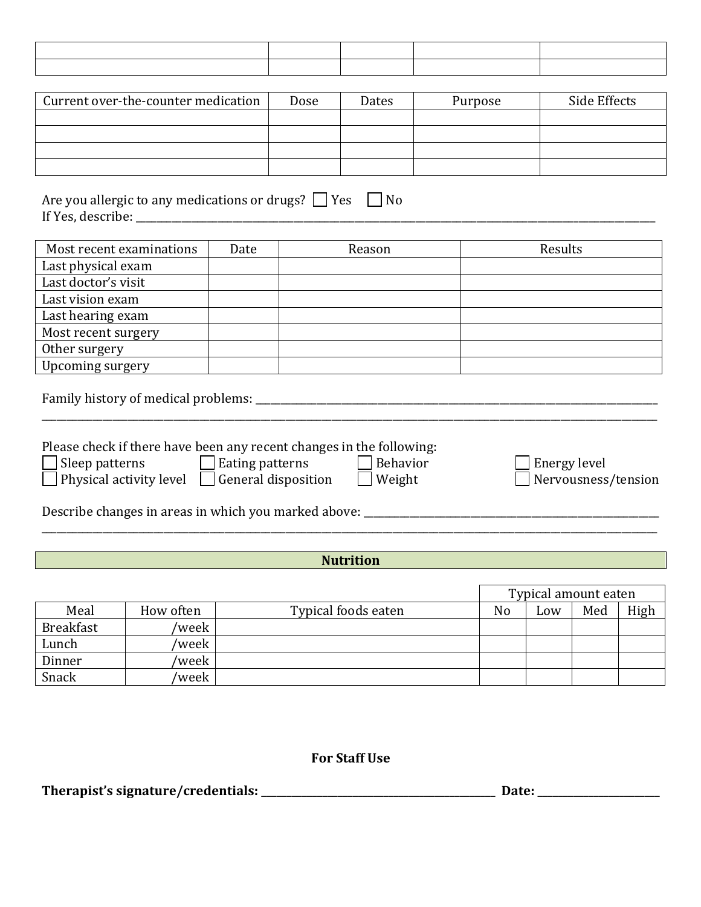| | | | | |
|---|---|---|---|---|
| | | | | |
| | | | | |

| Current over-the-counter medication | Dose | Dates | Purpose | Side Effects |
|---|---|---|---|---|
| | | | | |
| | | | | |
| | | | | |
| | | | | |

Are you allergic to any medications or drugs? ☐ Yes ☐ No
If Yes, describe: ___________________________________________________________________________________________

| Most recent examinations | Date | Reason | Results |
|---|---|---|---|
| Last physical exam | | | |
| Last doctor's visit | | | |
| Last vision exam | | | |
| Last hearing exam | | | |
| Most recent surgery | | | |
| Other surgery | | | |
| Upcoming surgery | | | |

Family history of medical problems: ___________________________________________________________________________
_____________________________________________________________________________________________________________

Please check if there have been any recent changes in the following:

☐ Sleep patterns ☐ Eating patterns ☐ Behavior ☐ Energy level
☐ Physical activity level ☐ General disposition ☐ Weight ☐ Nervousness/tension

Describe changes in areas in which you marked above: ___________________________________________________________
_____________________________________________________________________________________________________________

## Nutrition

| | | | Typical amount eaten | | | |
|---|---|---|---|---|---|---|
| Meal | How often | Typical foods eaten | No | Low | Med | High |
| Breakfast | /week | | | | | |
| Lunch | /week | | | | | |
| Dinner | /week | | | | | |
| Snack | /week | | | | | |

**For Staff Use**

**Therapist's signature/credentials: ___________________________________ Date: __________________**